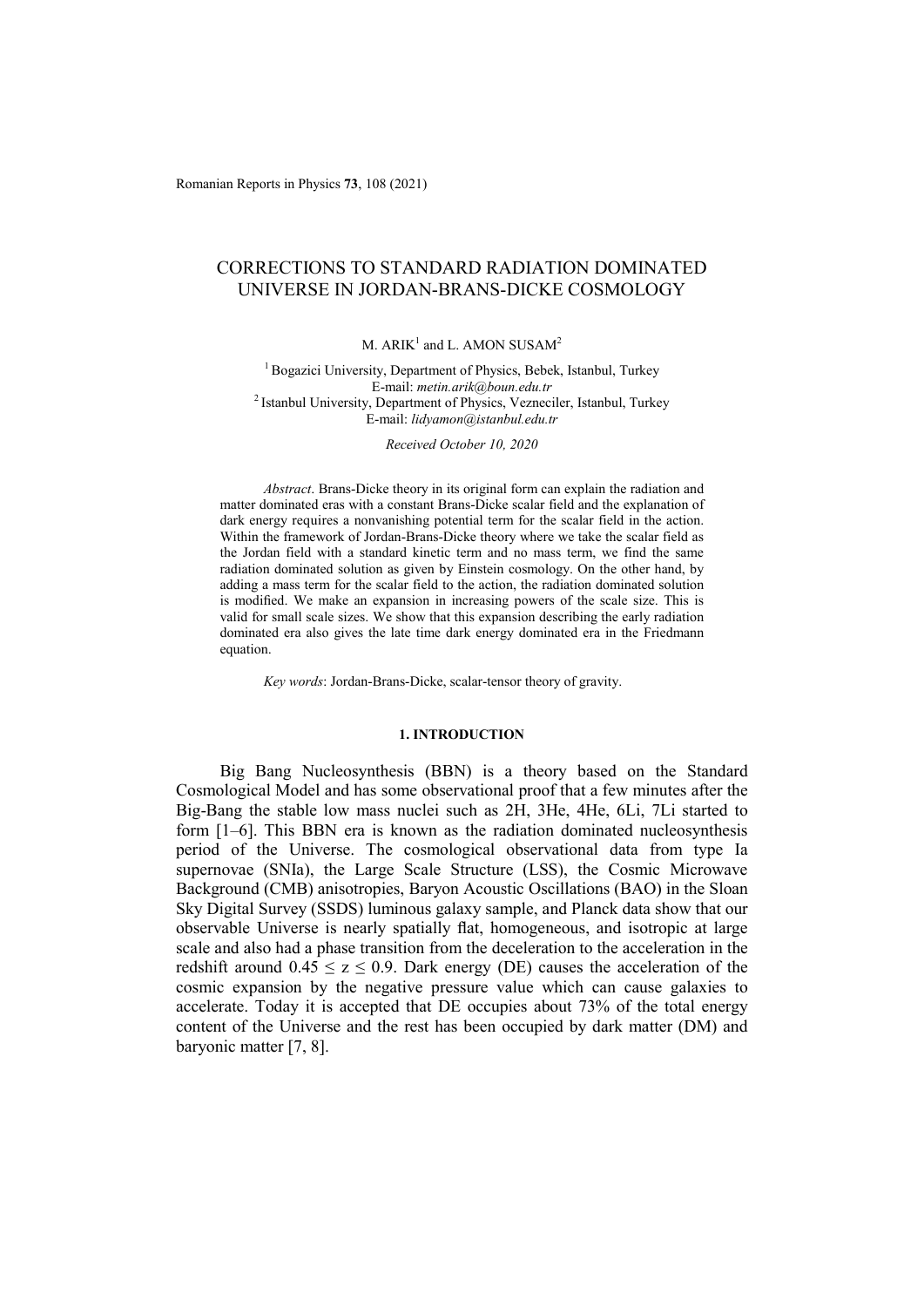# CORRECTIONS TO STANDARD RADIATION DOMINATED UNIVERSE IN JORDAN-BRANS-DICKE COSMOLOGY

M. ARIK[1] and L. AMON SUSAM[2]

[1] Bogazici University, Department of Physics, Bebek, Istanbul, Turkey
E-mail: *metin.arik@boun.edu.tr*

[2] Istanbul University, Department of Physics, Vezneciler, Istanbul, Turkey
E-mail: *lidyamon@istanbul.edu.tr*

*Received October 10, 2020*

*Abstract*. Brans-Dicke theory in its original form can explain the radiation and matter dominated eras with a constant Brans-Dicke scalar field and the explanation of dark energy requires a nonvanishing potential term for the scalar field in the action. Within the framework of Jordan-Brans-Dicke theory where we take the scalar field as the Jordan field with a standard kinetic term and no mass term, we find the same radiation dominated solution as given by Einstein cosmology. On the other hand, by adding a mass term for the scalar field to the action, the radiation dominated solution is modified. We make an expansion in increasing powers of the scale size. This is valid for small scale sizes. We show that this expansion describing the early radiation dominated era also gives the late time dark energy dominated era in the Friedmann equation.

*Key words*: Jordan-Brans-Dicke, scalar-tensor theory of gravity.

## 1. INTRODUCTION

Big Bang Nucleosynthesis (BBN) is a theory based on the Standard Cosmological Model and has some observational proof that a few minutes after the Big-Bang the stable low mass nuclei such as 2H, 3He, 4He, 6Li, 7Li started to form [1–6]. This BBN era is known as the radiation dominated nucleosynthesis period of the Universe. The cosmological observational data from type Ia supernovae (SNIa), the Large Scale Structure (LSS), the Cosmic Microwave Background (CMB) anisotropies, Baryon Acoustic Oscillations (BAO) in the Sloan Sky Digital Survey (SSDS) luminous galaxy sample, and Planck data show that our observable Universe is nearly spatially flat, homogeneous, and isotropic at large scale and also had a phase transition from the deceleration to the acceleration in the redshift around $0.45 \leq z \leq 0.9$. Dark energy (DE) causes the acceleration of the cosmic expansion by the negative pressure value which can cause galaxies to accelerate. Today it is accepted that DE occupies about 73% of the total energy content of the Universe and the rest has been occupied by dark matter (DM) and baryonic matter [7, 8].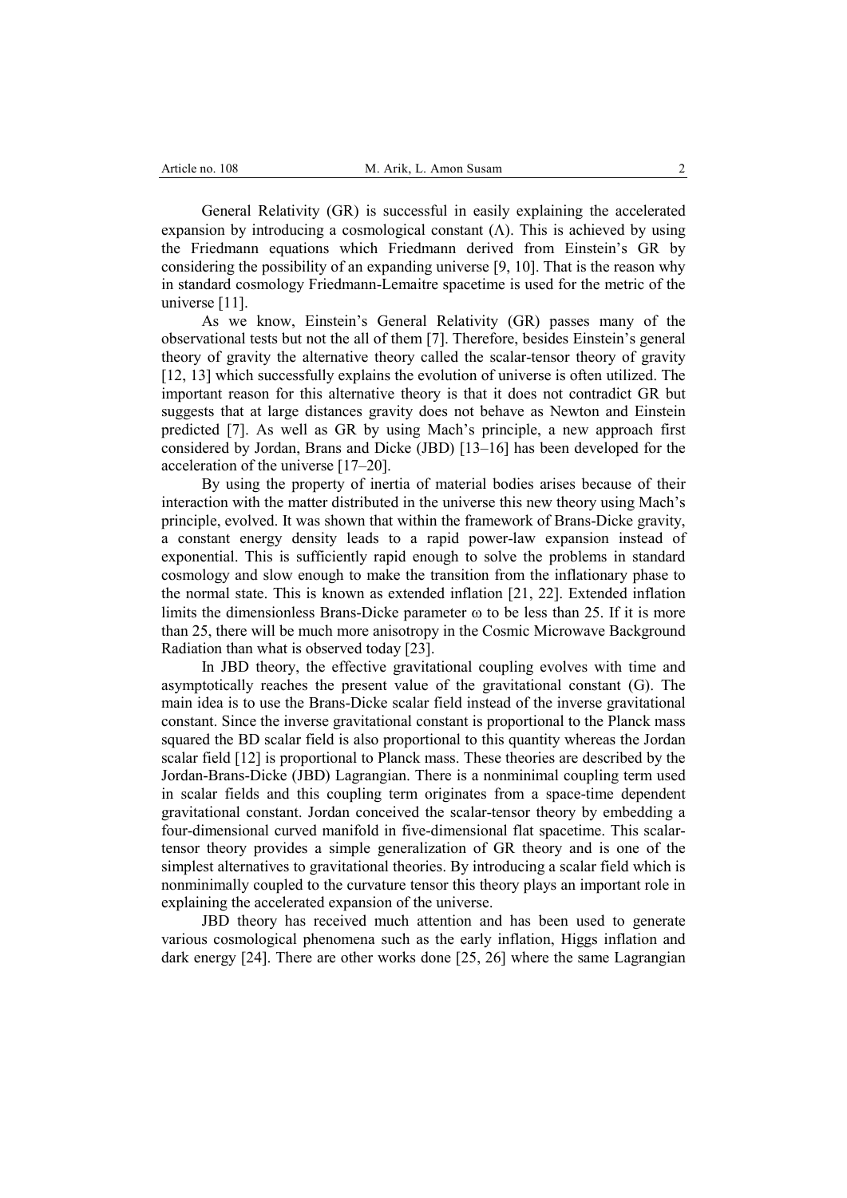General Relativity (GR) is successful in easily explaining the accelerated expansion by introducing a cosmological constant ($\Lambda$). This is achieved by using the Friedmann equations which Friedmann derived from Einstein's GR by considering the possibility of an expanding universe [9, 10]. That is the reason why in standard cosmology Friedmann-Lemaitre spacetime is used for the metric of the universe [11].

As we know, Einstein's General Relativity (GR) passes many of the observational tests but not the all of them [7]. Therefore, besides Einstein's general theory of gravity the alternative theory called the scalar-tensor theory of gravity [12, 13] which successfully explains the evolution of universe is often utilized. The important reason for this alternative theory is that it does not contradict GR but suggests that at large distances gravity does not behave as Newton and Einstein predicted [7]. As well as GR by using Mach's principle, a new approach first considered by Jordan, Brans and Dicke (JBD) [13–16] has been developed for the acceleration of the universe [17–20].

By using the property of inertia of material bodies arises because of their interaction with the matter distributed in the universe this new theory using Mach's principle, evolved. It was shown that within the framework of Brans-Dicke gravity, a constant energy density leads to a rapid power-law expansion instead of exponential. This is sufficiently rapid enough to solve the problems in standard cosmology and slow enough to make the transition from the inflationary phase to the normal state. This is known as extended inflation [21, 22]. Extended inflation limits the dimensionless Brans-Dicke parameter $\omega$ to be less than 25. If it is more than 25, there will be much more anisotropy in the Cosmic Microwave Background Radiation than what is observed today [23].

In JBD theory, the effective gravitational coupling evolves with time and asymptotically reaches the present value of the gravitational constant (G). The main idea is to use the Brans-Dicke scalar field instead of the inverse gravitational constant. Since the inverse gravitational constant is proportional to the Planck mass squared the BD scalar field is also proportional to this quantity whereas the Jordan scalar field [12] is proportional to Planck mass. These theories are described by the Jordan-Brans-Dicke (JBD) Lagrangian. There is a nonminimal coupling term used in scalar fields and this coupling term originates from a space-time dependent gravitational constant. Jordan conceived the scalar-tensor theory by embedding a four-dimensional curved manifold in five-dimensional flat spacetime. This scalar-tensor theory provides a simple generalization of GR theory and is one of the simplest alternatives to gravitational theories. By introducing a scalar field which is nonminimally coupled to the curvature tensor this theory plays an important role in explaining the accelerated expansion of the universe.

JBD theory has received much attention and has been used to generate various cosmological phenomena such as the early inflation, Higgs inflation and dark energy [24]. There are other works done [25, 26] where the same Lagrangian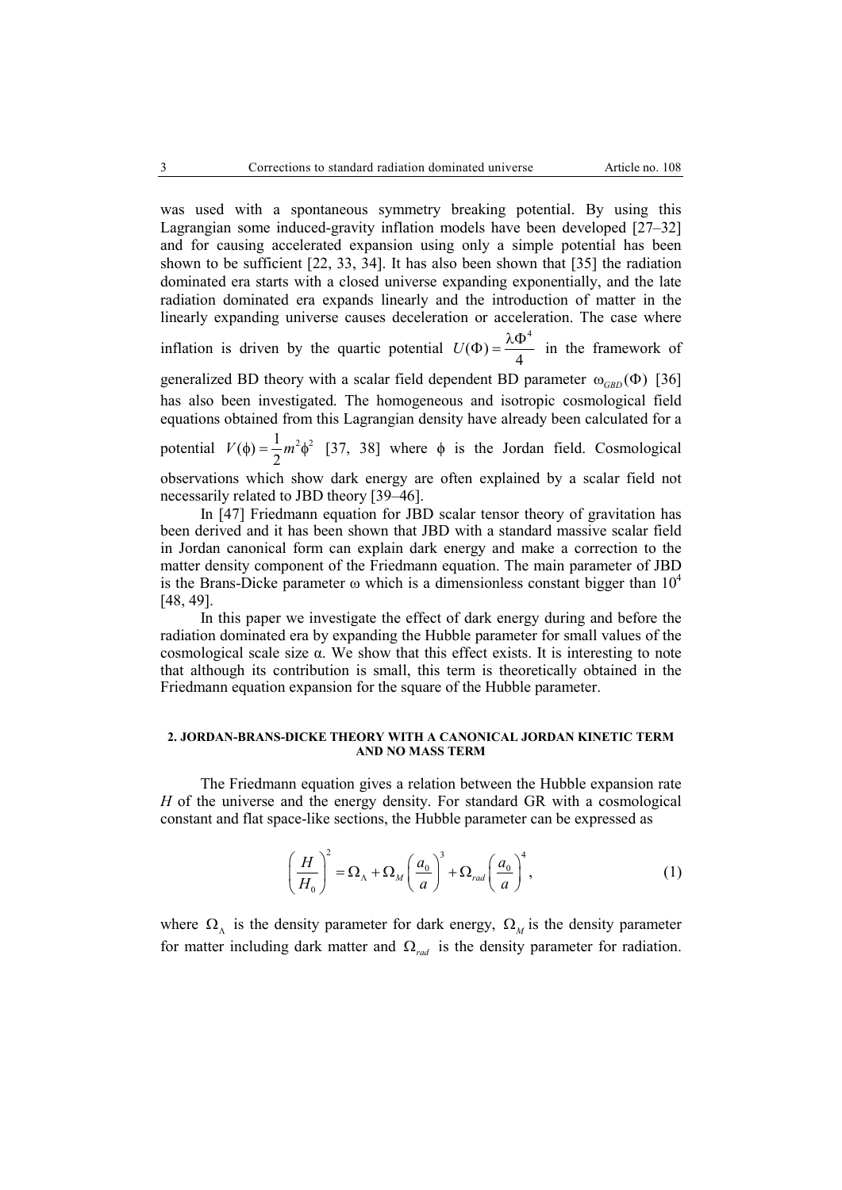was used with a spontaneous symmetry breaking potential. By using this Lagrangian some induced-gravity inflation models have been developed [27–32] and for causing accelerated expansion using only a simple potential has been shown to be sufficient [22, 33, 34]. It has also been shown that [35] the radiation dominated era starts with a closed universe expanding exponentially, and the late radiation dominated era expands linearly and the introduction of matter in the linearly expanding universe causes deceleration or acceleration. The case where inflation is driven by the quartic potential $U(\Phi) = \frac{\lambda\Phi^4}{4}$ in the framework of generalized BD theory with a scalar field dependent BD parameter $\omega_{GBD}(\Phi)$ [36] has also been investigated. The homogeneous and isotropic cosmological field equations obtained from this Lagrangian density have already been calculated for a potential $V(\phi) = \frac{1}{2}m^2\phi^2$ [37, 38] where $\phi$ is the Jordan field. Cosmological observations which show dark energy are often explained by a scalar field not necessarily related to JBD theory [39–46].

In [47] Friedmann equation for JBD scalar tensor theory of gravitation has been derived and it has been shown that JBD with a standard massive scalar field in Jordan canonical form can explain dark energy and make a correction to the matter density component of the Friedmann equation. The main parameter of JBD is the Brans-Dicke parameter $\omega$ which is a dimensionless constant bigger than $10^4$ [48, 49].

In this paper we investigate the effect of dark energy during and before the radiation dominated era by expanding the Hubble parameter for small values of the cosmological scale size $\alpha$. We show that this effect exists. It is interesting to note that although its contribution is small, this term is theoretically obtained in the Friedmann equation expansion for the square of the Hubble parameter.

## 2. JORDAN-BRANS-DICKE THEORY WITH A CANONICAL JORDAN KINETIC TERM AND NO MASS TERM

The Friedmann equation gives a relation between the Hubble expansion rate $H$ of the universe and the energy density. For standard GR with a cosmological constant and flat space-like sections, the Hubble parameter can be expressed as

$$\left(\frac{H}{H_0}\right)^2 = \Omega_\Lambda + \Omega_M\left(\frac{a_0}{a}\right)^3 + \Omega_{rad}\left(\frac{a_0}{a}\right)^4, \tag{1}$$

where $\Omega_\Lambda$ is the density parameter for dark energy, $\Omega_M$ is the density parameter for matter including dark matter and $\Omega_{rad}$ is the density parameter for radiation.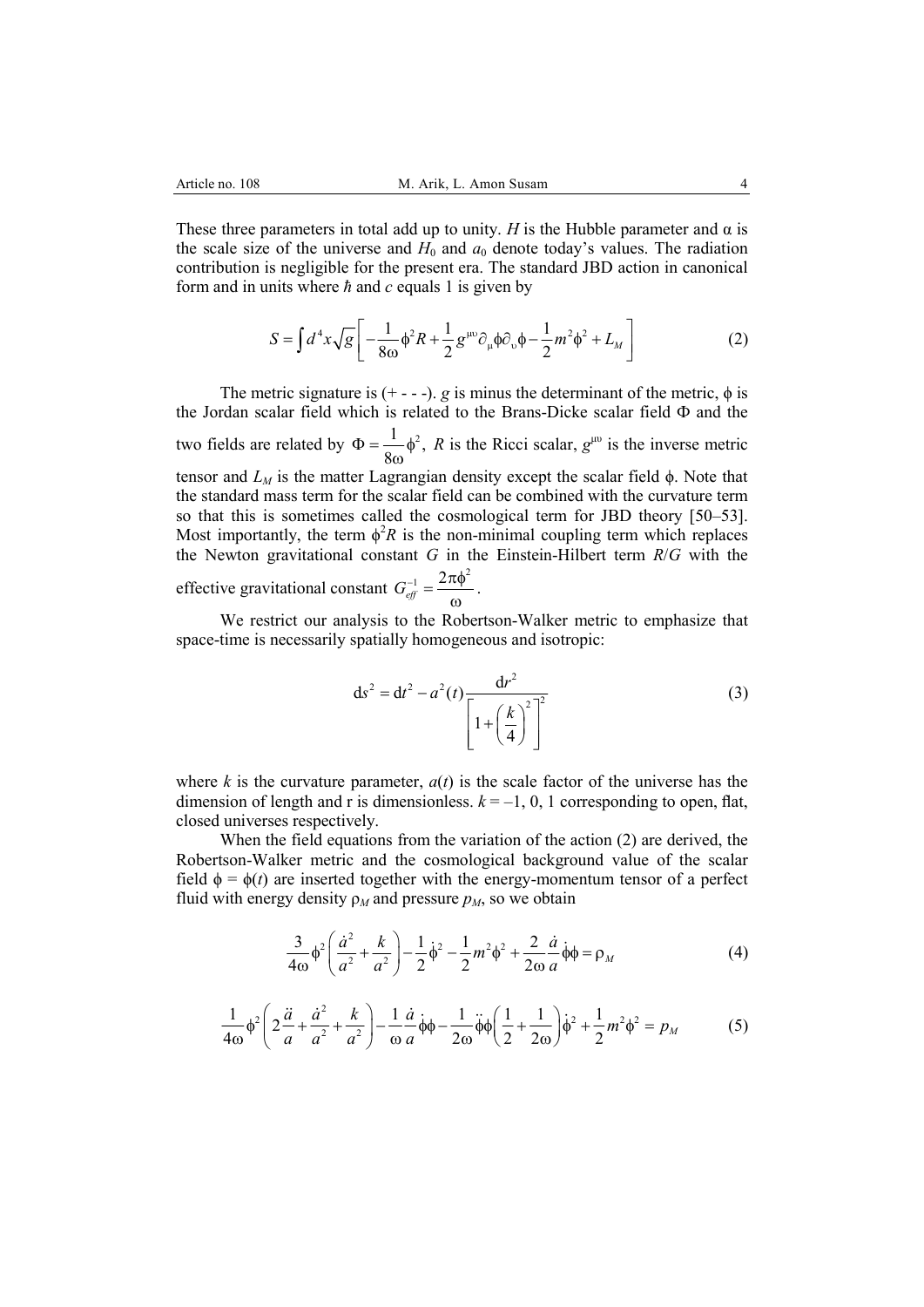These three parameters in total add up to unity. $H$ is the Hubble parameter and $\alpha$ is the scale size of the universe and $H_0$ and $a_0$ denote today's values. The radiation contribution is negligible for the present era. The standard JBD action in canonical form and in units where $\hbar$ and $c$ equals 1 is given by

$$S = \int d^4x\sqrt{g}\left[-\frac{1}{8\omega}\phi^2 R + \frac{1}{2}g^{\mu\upsilon}\partial_\mu\phi\partial_\upsilon\phi - \frac{1}{2}m^2\phi^2 + L_M\right] \tag{2}$$

The metric signature is (+ - - -). $g$ is minus the determinant of the metric, $\phi$ is the Jordan scalar field which is related to the Brans-Dicke scalar field $\Phi$ and the two fields are related by $\Phi = \frac{1}{8\omega}\phi^2$, $R$ is the Ricci scalar, $g^{\mu\upsilon}$ is the inverse metric tensor and $L_M$ is the matter Lagrangian density except the scalar field $\phi$. Note that the standard mass term for the scalar field can be combined with the curvature term so that this is sometimes called the cosmological term for JBD theory [50–53]. Most importantly, the term $\phi^2 R$ is the non-minimal coupling term which replaces the Newton gravitational constant $G$ in the Einstein-Hilbert term $R/G$ with the effective gravitational constant $G_{eff}^{-1} = \frac{2\pi\phi^2}{\omega}$.

We restrict our analysis to the Robertson-Walker metric to emphasize that space-time is necessarily spatially homogeneous and isotropic:

$$\mathrm{d}s^2 = \mathrm{d}t^2 - a^2(t)\frac{\mathrm{d}r^2}{\left[1+\left(\frac{k}{4}\right)^2\right]^2} \tag{3}$$

where $k$ is the curvature parameter, $a(t)$ is the scale factor of the universe has the dimension of length and r is dimensionless. $k = -1, 0, 1$ corresponding to open, flat, closed universes respectively.

When the field equations from the variation of the action (2) are derived, the Robertson-Walker metric and the cosmological background value of the scalar field $\phi = \phi(t)$ are inserted together with the energy-momentum tensor of a perfect fluid with energy density $\rho_M$ and pressure $p_M$, so we obtain

$$\frac{3}{4\omega}\phi^2\left(\frac{\dot{a}^2}{a^2} + \frac{k}{a^2}\right) - \frac{1}{2}\dot{\phi}^2 - \frac{1}{2}m^2\phi^2 + \frac{2}{2\omega}\frac{\dot{a}}{a}\dot{\phi}\phi = \rho_M \tag{4}$$

$$\frac{1}{4\omega}\phi^2\left(2\frac{\ddot{a}}{a} + \frac{\dot{a}^2}{a^2} + \frac{k}{a^2}\right) - \frac{1}{\omega}\frac{\dot{a}}{a}\dot{\phi}\phi - \frac{1}{2\omega}\ddot{\phi}\phi\left(\frac{1}{2} + \frac{1}{2\omega}\right)\dot{\phi}^2 + \frac{1}{2}m^2\phi^2 = p_M \tag{5}$$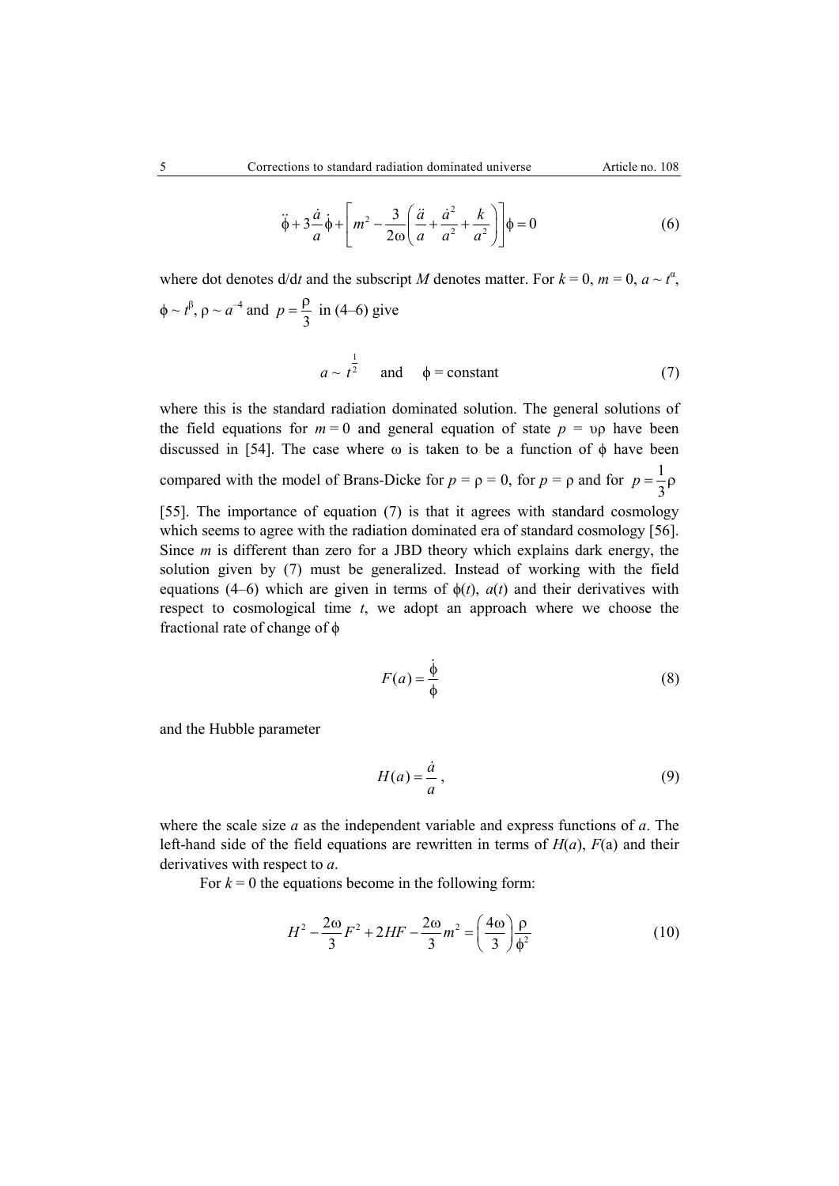$$\ddot{\phi}+3\frac{\dot{a}}{a}\dot{\phi}+\left[m^{2}-\frac{3}{2\omega}\left(\frac{\ddot{a}}{a}+\frac{\dot{a}^{2}}{a^{2}}+\frac{k}{a^{2}}\right)\right]\phi=0 \tag{6}$$

where dot denotes d/d$t$ and the subscript $M$ denotes matter. For $k = 0$, $m = 0$, $a \sim t^{\alpha}$, $\phi \sim t^{\beta}$, $\rho \sim a^{-4}$ and $p = \frac{\rho}{3}$ in (4–6) give

$$a \sim t^{\frac{1}{2}} \quad \text{and} \quad \phi = \text{constant} \tag{7}$$

where this is the standard radiation dominated solution. The general solutions of the field equations for $m = 0$ and general equation of state $p = \upsilon\rho$ have been discussed in [54]. The case where $\omega$ is taken to be a function of $\phi$ have been compared with the model of Brans-Dicke for $p = \rho = 0$, for $p = \rho$ and for $p = \frac{1}{3}\rho$ [55]. The importance of equation (7) is that it agrees with standard cosmology which seems to agree with the radiation dominated era of standard cosmology [56]. Since $m$ is different than zero for a JBD theory which explains dark energy, the solution given by (7) must be generalized. Instead of working with the field equations (4–6) which are given in terms of $\phi(t)$, $a(t)$ and their derivatives with respect to cosmological time $t$, we adopt an approach where we choose the fractional rate of change of $\phi$

$$F(a)=\frac{\dot{\phi}}{\phi} \tag{8}$$

and the Hubble parameter

$$H(a)=\frac{\dot{a}}{a}, \tag{9}$$

where the scale size $a$ as the independent variable and express functions of $a$. The left-hand side of the field equations are rewritten in terms of $H(a)$, $F$(a) and their derivatives with respect to $a$.

For $k = 0$ the equations become in the following form:

$$H^{2}-\frac{2\omega}{3}F^{2}+2HF-\frac{2\omega}{3}m^{2}=\left(\frac{4\omega}{3}\right)\frac{\rho}{\phi^{2}} \tag{10}$$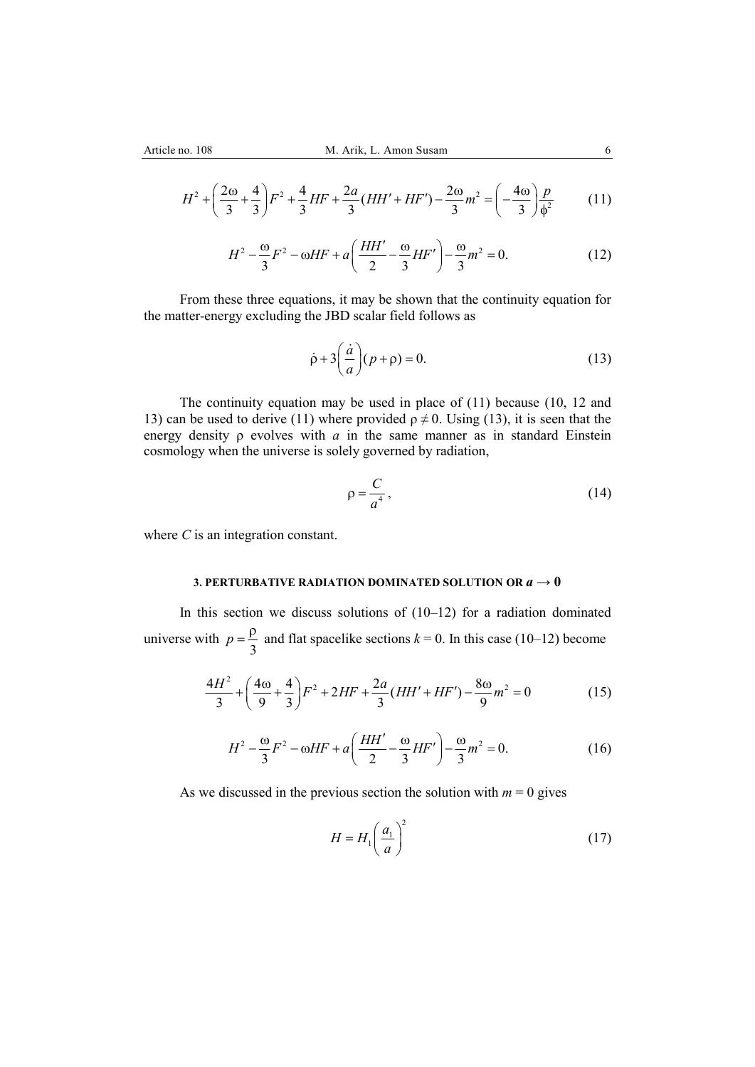$$H^2 + \left(\frac{2\omega}{3} + \frac{4}{3}\right)F^2 + \frac{4}{3}HF + \frac{2a}{3}(HH' + HF') - \frac{2\omega}{3}m^2 = \left(-\frac{4\omega}{3}\right)\frac{p}{\phi^2} \tag{11}$$

$$H^2 - \frac{\omega}{3}F^2 - \omega HF + a\left(\frac{HH'}{2} - \frac{\omega}{3}HF'\right) - \frac{\omega}{3}m^2 = 0. \tag{12}$$

From these three equations, it may be shown that the continuity equation for the matter-energy excluding the JBD scalar field follows as

$$\dot{\rho} + 3\left(\frac{\dot{a}}{a}\right)(p + \rho) = 0. \tag{13}$$

The continuity equation may be used in place of (11) because (10, 12 and 13) can be used to derive (11) where provided $\rho \neq 0$. Using (13), it is seen that the energy density $\rho$ evolves with $a$ in the same manner as in standard Einstein cosmology when the universe is solely governed by radiation,

$$\rho = \frac{C}{a^4}, \tag{14}$$

where $C$ is an integration constant.

### 3. PERTURBATIVE RADIATION DOMINATED SOLUTION OR $a \to 0$

In this section we discuss solutions of (10–12) for a radiation dominated universe with $p = \frac{\rho}{3}$ and flat spacelike sections $k = 0$. In this case (10–12) become

$$\frac{4H^2}{3} + \left(\frac{4\omega}{9} + \frac{4}{3}\right)F^2 + 2HF + \frac{2a}{3}(HH' + HF') - \frac{8\omega}{9}m^2 = 0 \tag{15}$$

$$H^2 - \frac{\omega}{3}F^2 - \omega HF + a\left(\frac{HH'}{2} - \frac{\omega}{3}HF'\right) - \frac{\omega}{3}m^2 = 0. \tag{16}$$

As we discussed in the previous section the solution with $m = 0$ gives

$$H = H_1\left(\frac{a_1}{a}\right)^2 \tag{17}$$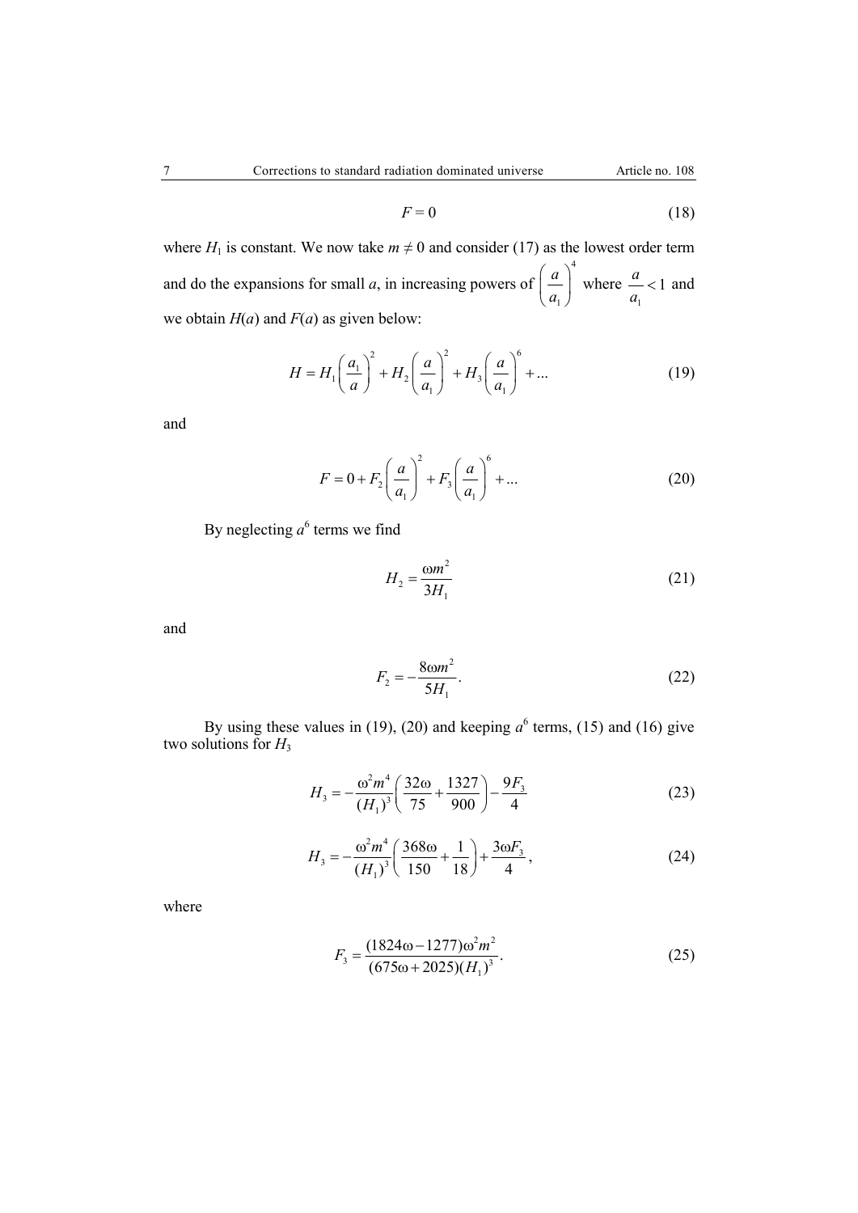$$F = 0 \tag{18}$$

where $H_1$ is constant. We now take $m \neq 0$ and consider (17) as the lowest order term and do the expansions for small $a$, in increasing powers of $\left(\frac{a}{a_1}\right)^4$ where $\frac{a}{a_1} < 1$ and we obtain $H(a)$ and $F(a)$ as given below:

$$H = H_1\left(\frac{a_1}{a}\right)^2 + H_2\left(\frac{a}{a_1}\right)^2 + H_3\left(\frac{a}{a_1}\right)^6 + \ldots \tag{19}$$

and

$$F = 0 + F_2\left(\frac{a}{a_1}\right)^2 + F_3\left(\frac{a}{a_1}\right)^6 + \ldots \tag{20}$$

By neglecting $a^6$ terms we find

$$H_2 = \frac{\omega m^2}{3H_1} \tag{21}$$

and

$$F_2 = -\frac{8\omega m^2}{5H_1}. \tag{22}$$

By using these values in (19), (20) and keeping $a^6$ terms, (15) and (16) give two solutions for $H_3$

$$H_3 = -\frac{\omega^2 m^4}{(H_1)^3}\left(\frac{32\omega}{75} + \frac{1327}{900}\right) - \frac{9F_3}{4} \tag{23}$$

$$H_3 = -\frac{\omega^2 m^4}{(H_1)^3}\left(\frac{368\omega}{150} + \frac{1}{18}\right) + \frac{3\omega F_3}{4}, \tag{24}$$

where

$$F_3 = \frac{(1824\omega - 1277)\omega^2 m^2}{(675\omega + 2025)(H_1)^3}. \tag{25}$$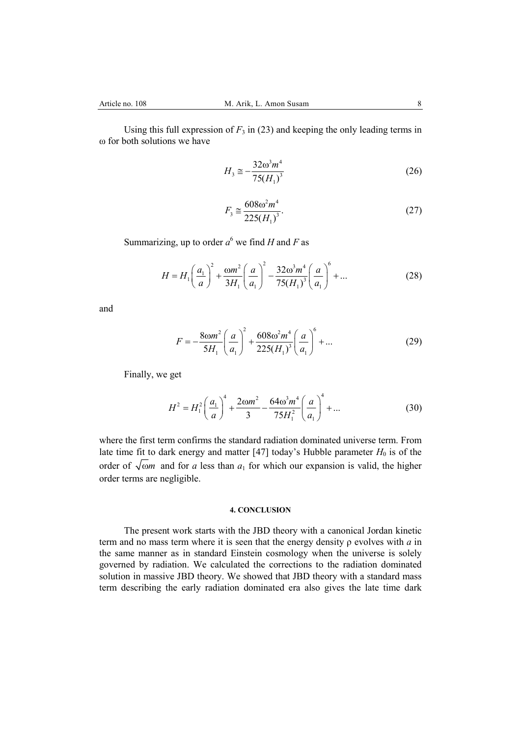Using this full expression of $F_3$ in (23) and keeping the only leading terms in $\omega$ for both solutions we have

$$H_3 \cong -\frac{32\omega^3 m^4}{75(H_1)^3} \tag{26}$$

$$F_3 \cong \frac{608\omega^2 m^4}{225(H_1)^3}. \tag{27}$$

Summarizing, up to order $a^6$ we find $H$ and $F$ as

$$H = H_1\left(\frac{a_1}{a}\right)^2 + \frac{\omega m^2}{3H_1}\left(\frac{a}{a_1}\right)^2 - \frac{32\omega^3 m^4}{75(H_1)^3}\left(\frac{a}{a_1}\right)^6 + \ldots \tag{28}$$

and

$$F = -\frac{8\omega m^2}{5H_1}\left(\frac{a}{a_1}\right)^2 + \frac{608\omega^2 m^4}{225(H_1)^3}\left(\frac{a}{a_1}\right)^6 + \ldots \tag{29}$$

Finally, we get

$$H^2 = H_1^2\left(\frac{a_1}{a}\right)^4 + \frac{2\omega m^2}{3} - \frac{64\omega^3 m^4}{75H_1^2}\left(\frac{a}{a_1}\right)^4 + \ldots \tag{30}$$

where the first term confirms the standard radiation dominated universe term. From late time fit to dark energy and matter [47] today's Hubble parameter $H_0$ is of the order of $\sqrt{\omega}m$ and for $a$ less than $a_1$ for which our expansion is valid, the higher order terms are negligible.

## 4. CONCLUSION

The present work starts with the JBD theory with a canonical Jordan kinetic term and no mass term where it is seen that the energy density $\rho$ evolves with $a$ in the same manner as in standard Einstein cosmology when the universe is solely governed by radiation. We calculated the corrections to the radiation dominated solution in massive JBD theory. We showed that JBD theory with a standard mass term describing the early radiation dominated era also gives the late time dark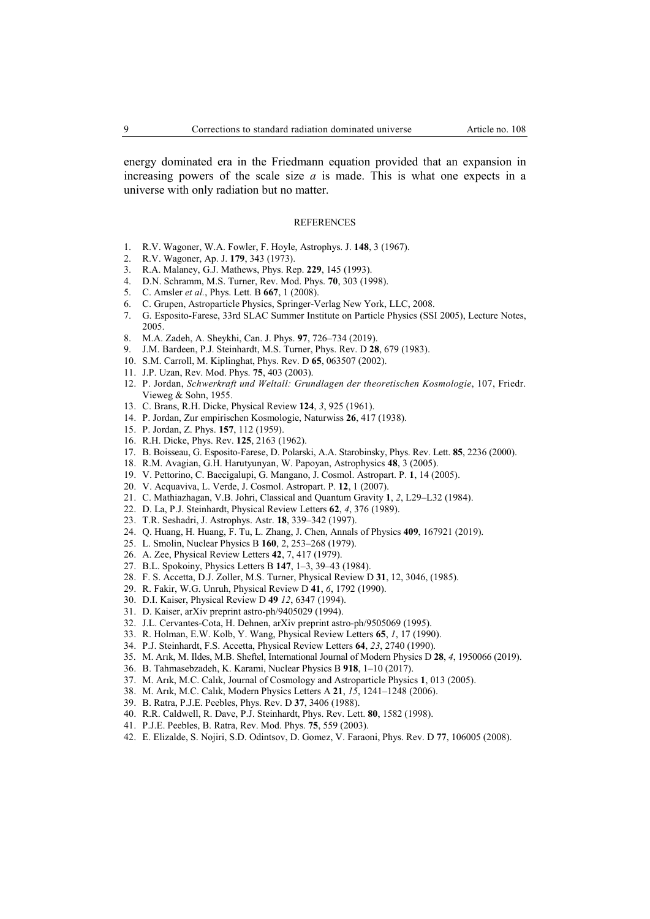energy dominated era in the Friedmann equation provided that an expansion in increasing powers of the scale size $a$ is made. This is what one expects in a universe with only radiation but no matter.

## REFERENCES

1. R.V. Wagoner, W.A. Fowler, F. Hoyle, Astrophys. J. **148**, 3 (1967).
2. R.V. Wagoner, Ap. J. **179**, 343 (1973).
3. R.A. Malaney, G.J. Mathews, Phys. Rep. **229**, 145 (1993).
4. D.N. Schramm, M.S. Turner, Rev. Mod. Phys. **70**, 303 (1998).
5. C. Amsler *et al.*, Phys. Lett. B **667**, 1 (2008).
6. C. Grupen, Astroparticle Physics, Springer-Verlag New York, LLC, 2008.
7. G. Esposito-Farese, 33rd SLAC Summer Institute on Particle Physics (SSI 2005), Lecture Notes, 2005.
8. M.A. Zadeh, A. Sheykhi, Can. J. Phys. **97**, 726–734 (2019).
9. J.M. Bardeen, P.J. Steinhardt, M.S. Turner, Phys. Rev. D **28**, 679 (1983).
10. S.M. Carroll, M. Kiplinghat, Phys. Rev. D **65**, 063507 (2002).
11. J.P. Uzan, Rev. Mod. Phys. **75**, 403 (2003).
12. P. Jordan, *Schwerkraft und Weltall: Grundlagen der theoretischen Kosmologie*, 107, Friedr. Vieweg & Sohn, 1955.
13. C. Brans, R.H. Dicke, Physical Review **124**, *3*, 925 (1961).
14. P. Jordan, Zur empirischen Kosmologie, Naturwiss **26**, 417 (1938).
15. P. Jordan, Z. Phys. **157**, 112 (1959).
16. R.H. Dicke, Phys. Rev. **125**, 2163 (1962).
17. B. Boisseau, G. Esposito-Farese, D. Polarski, A.A. Starobinsky, Phys. Rev. Lett. **85**, 2236 (2000).
18. R.M. Avagian, G.H. Harutyunyan, W. Papoyan, Astrophysics **48**, 3 (2005).
19. V. Pettorino, C. Baccigalupi, G. Mangano, J. Cosmol. Astropart. P. **1**, 14 (2005).
20. V. Acquaviva, L. Verde, J. Cosmol. Astropart. P. **12**, 1 (2007).
21. C. Mathiazhagan, V.B. Johri, Classical and Quantum Gravity **1**, *2*, L29–L32 (1984).
22. D. La, P.J. Steinhardt, Physical Review Letters **62**, *4*, 376 (1989).
23. T.R. Seshadri, J. Astrophys. Astr. **18**, 339–342 (1997).
24. Q. Huang, H. Huang, F. Tu, L. Zhang, J. Chen, Annals of Physics **409**, 167921 (2019).
25. L. Smolin, Nuclear Physics B **160**, 2, 253–268 (1979).
26. A. Zee, Physical Review Letters **42**, 7, 417 (1979).
27. B.L. Spokoiny, Physics Letters B **147**, 1–3, 39–43 (1984).
28. F. S. Accetta, D.J. Zoller, M.S. Turner, Physical Review D **31**, 12, 3046, (1985).
29. R. Fakir, W.G. Unruh, Physical Review D **41**, *6*, 1792 (1990).
30. D.I. Kaiser, Physical Review D **49** *12*, 6347 (1994).
31. D. Kaiser, arXiv preprint astro-ph/9405029 (1994).
32. J.L. Cervantes-Cota, H. Dehnen, arXiv preprint astro-ph/9505069 (1995).
33. R. Holman, E.W. Kolb, Y. Wang, Physical Review Letters **65**, *1*, 17 (1990).
34. P.J. Steinhardt, F.S. Accetta, Physical Review Letters **64**, *23*, 2740 (1990).
35. M. Arık, M. Ildes, M.B. Sheftel, International Journal of Modern Physics D **28**, *4*, 1950066 (2019).
36. B. Tahmasebzadeh, K. Karami, Nuclear Physics B **918**, 1–10 (2017).
37. M. Arık, M.C. Calık, Journal of Cosmology and Astroparticle Physics **1**, 013 (2005).
38. M. Arık, M.C. Calık, Modern Physics Letters A **21**, *15*, 1241–1248 (2006).
39. B. Ratra, P.J.E. Peebles, Phys. Rev. D **37**, 3406 (1988).
40. R.R. Caldwell, R. Dave, P.J. Steinhardt, Phys. Rev. Lett. **80**, 1582 (1998).
41. P.J.E. Peebles, B. Ratra, Rev. Mod. Phys. **75**, 559 (2003).
42. E. Elizalde, S. Nojiri, S.D. Odintsov, D. Gomez, V. Faraoni, Phys. Rev. D **77**, 106005 (2008).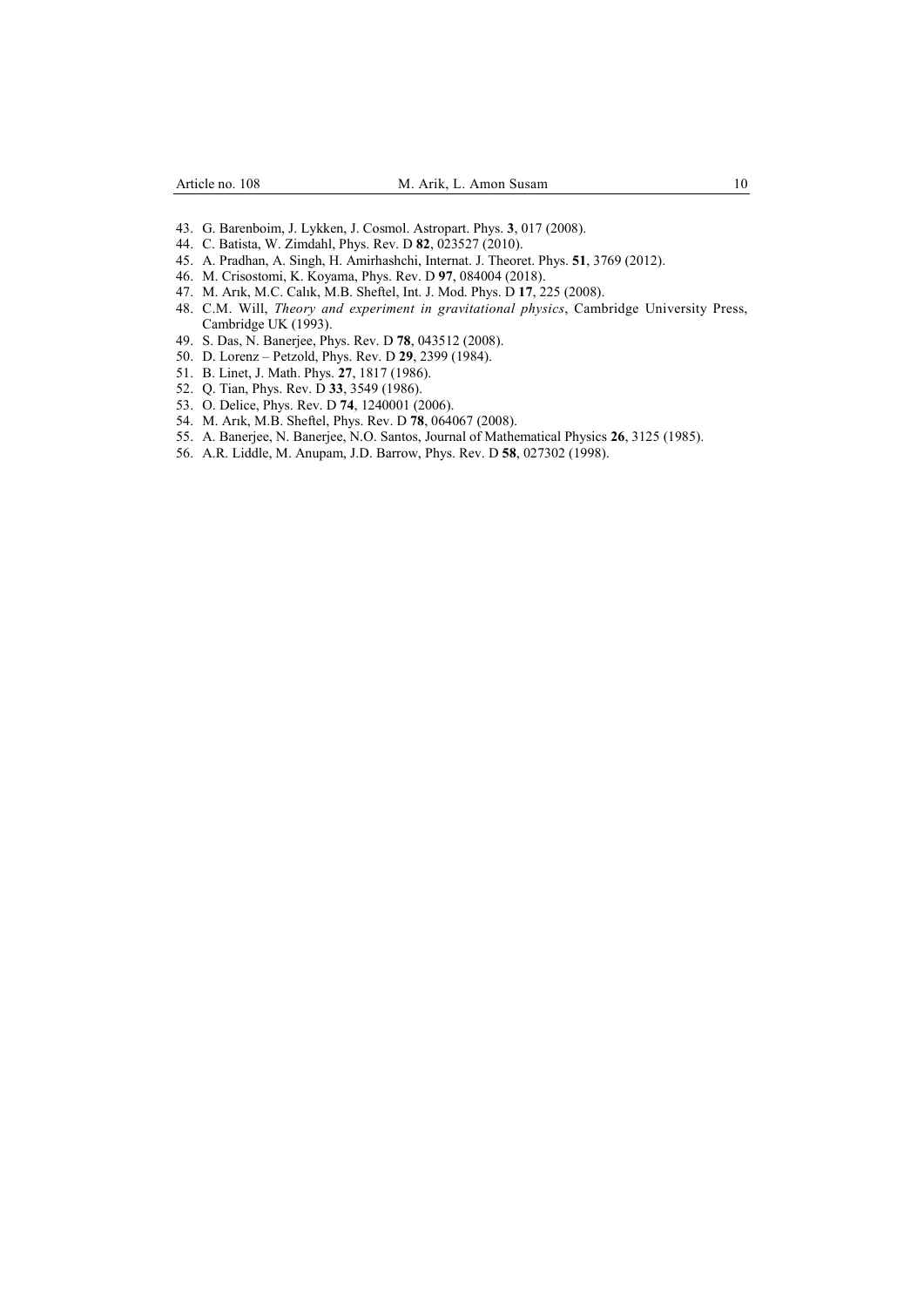43. G. Barenboim, J. Lykken, J. Cosmol. Astropart. Phys. **3**, 017 (2008).
44. C. Batista, W. Zimdahl, Phys. Rev. D **82**, 023527 (2010).
45. A. Pradhan, A. Singh, H. Amirhashchi, Internat. J. Theoret. Phys. **51**, 3769 (2012).
46. M. Crisostomi, K. Koyama, Phys. Rev. D **97**, 084004 (2018).
47. M. Arık, M.C. Calık, M.B. Sheftel, Int. J. Mod. Phys. D **17**, 225 (2008).
48. C.M. Will, *Theory and experiment in gravitational physics*, Cambridge University Press, Cambridge UK (1993).
49. S. Das, N. Banerjee, Phys. Rev. D **78**, 043512 (2008).
50. D. Lorenz – Petzold, Phys. Rev. D **29**, 2399 (1984).
51. B. Linet, J. Math. Phys. **27**, 1817 (1986).
52. Q. Tian, Phys. Rev. D **33**, 3549 (1986).
53. O. Delice, Phys. Rev. D **74**, 1240001 (2006).
54. M. Arık, M.B. Sheftel, Phys. Rev. D **78**, 064067 (2008).
55. A. Banerjee, N. Banerjee, N.O. Santos, Journal of Mathematical Physics **26**, 3125 (1985).
56. A.R. Liddle, M. Anupam, J.D. Barrow, Phys. Rev. D **58**, 027302 (1998).